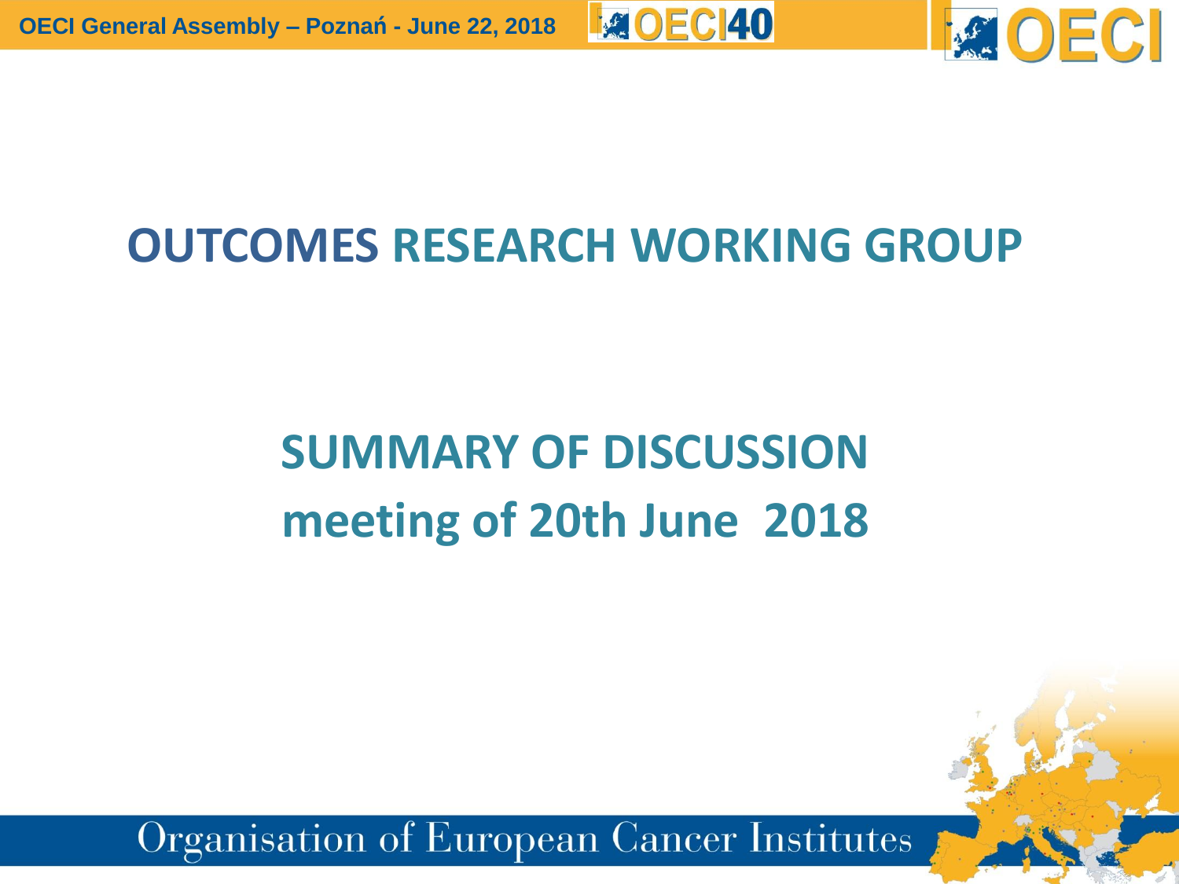# OUTCOMES RESEARCH WORKING GROUP

## SUMMARY OF DISCUSSION
## meeting of 20th June 2018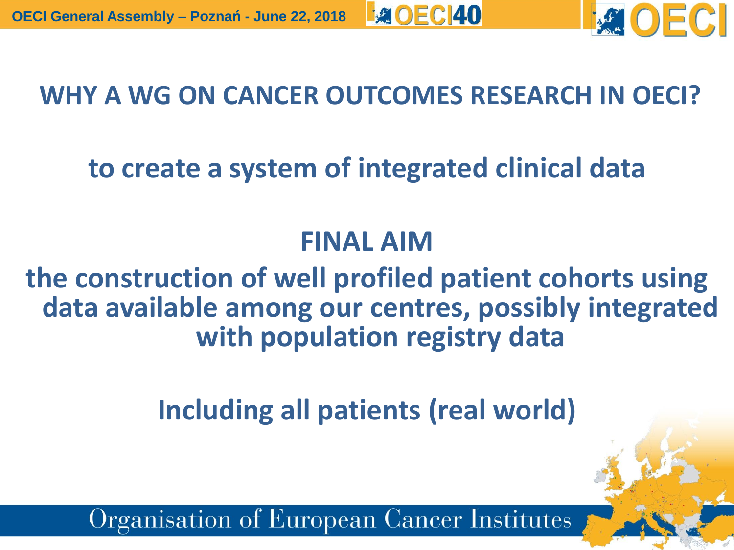# WHY A WG ON CANCER OUTCOMES RESEARCH IN OECI?

**to create a system of integrated clinical data**

## FINAL AIM

**the construction of well profiled patient cohorts using data available among our centres, possibly integrated with population registry data**

**Including all patients (real world)**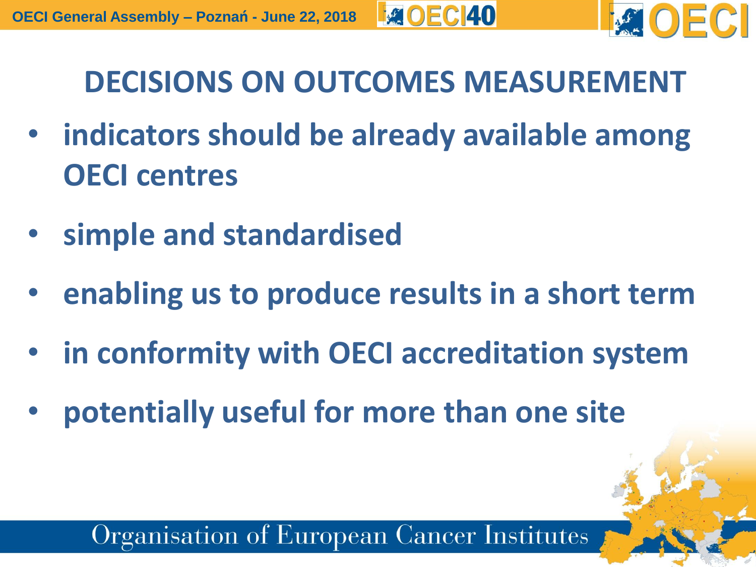# DECISIONS ON OUTCOMES MEASUREMENT

- **indicators should be already available among OECI centres**
- **simple and standardised**
- **enabling us to produce results in a short term**
- **in conformity with OECI accreditation system**
- **potentially useful for more than one site**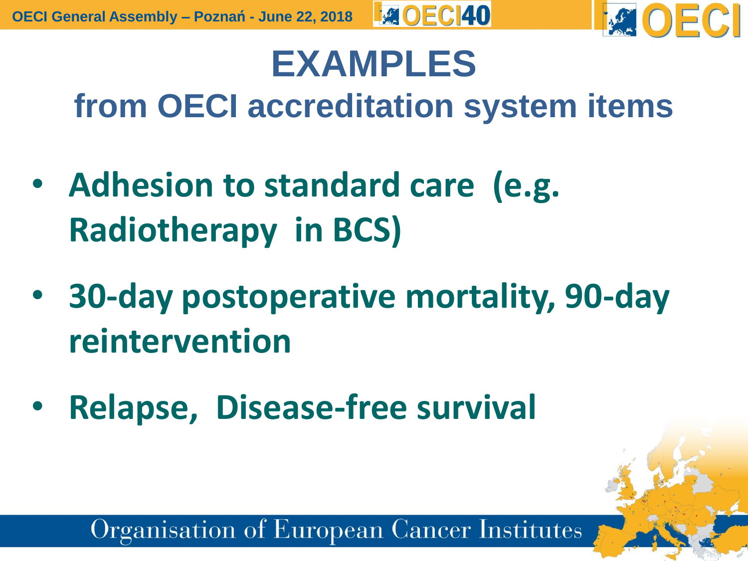# EXAMPLES

## from OECI accreditation system items

- **Adhesion to standard care (e.g. Radiotherapy in BCS)**
- **30-day postoperative mortality, 90-day reintervention**
- **Relapse, Disease-free survival**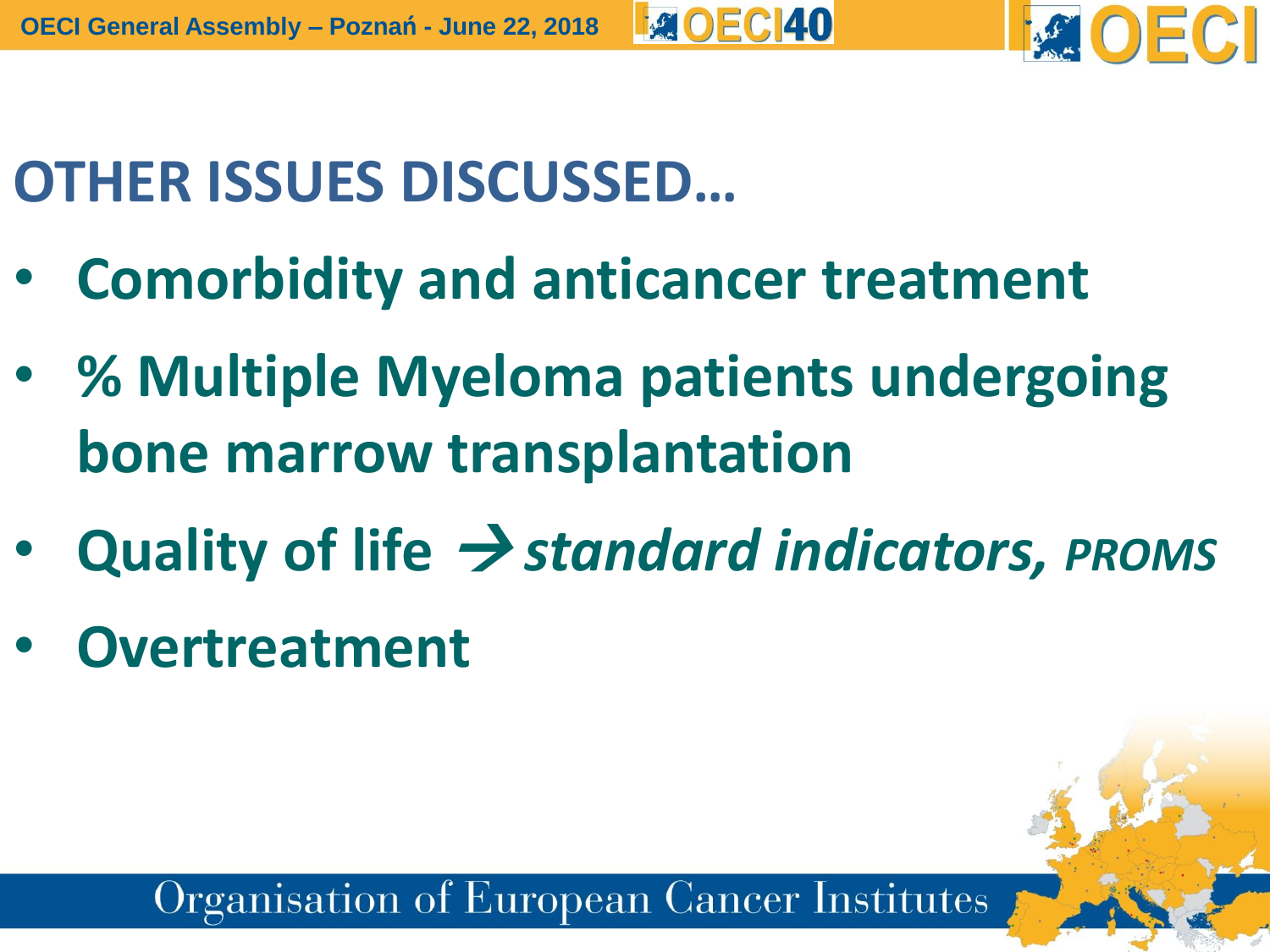# OTHER ISSUES DISCUSSED…

- **Comorbidity and anticancer treatment**
- **% Multiple Myeloma patients undergoing bone marrow transplantation**
- **Quality of life → *standard indicators, PROMS***
- **Overtreatment**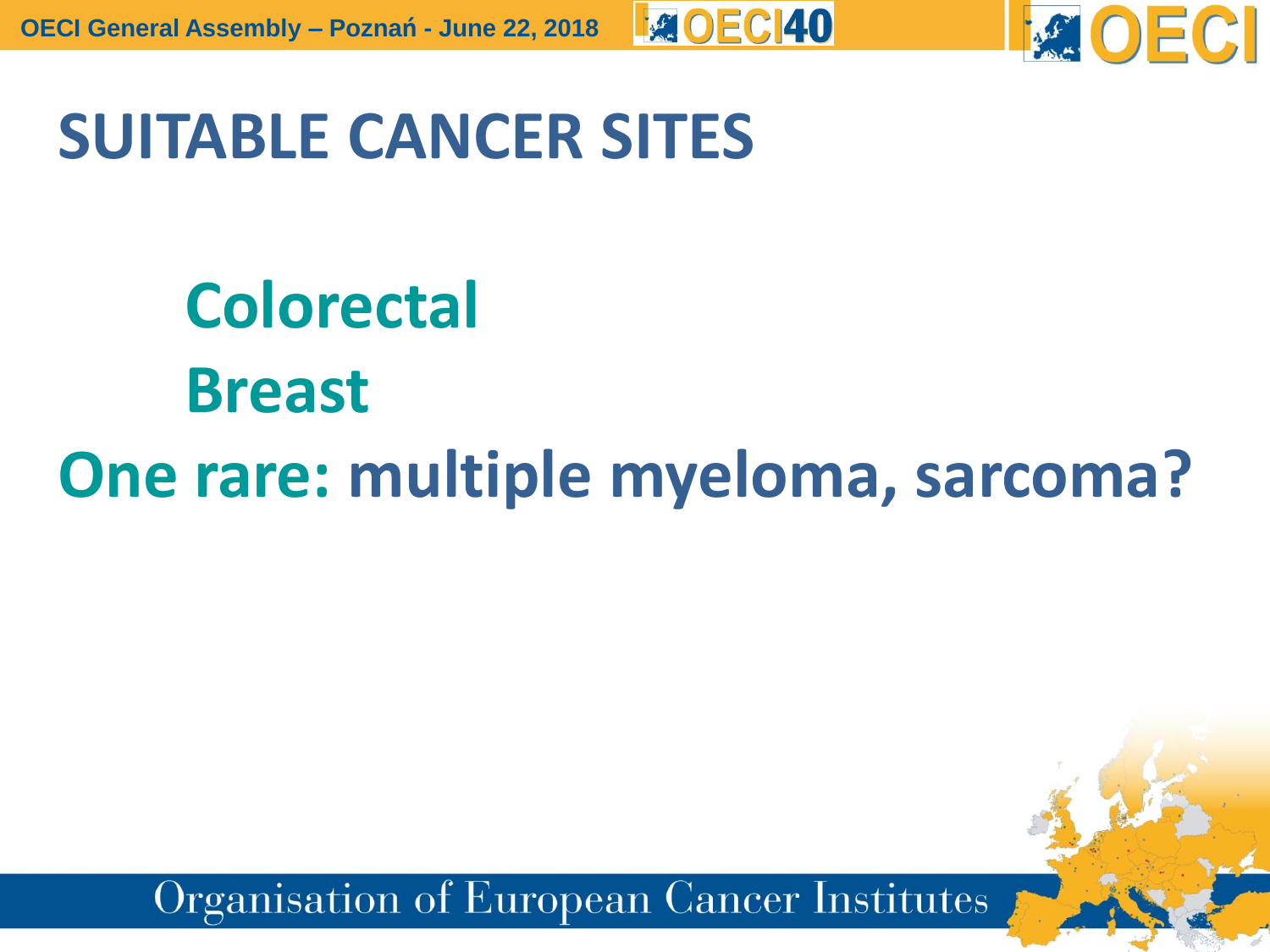# SUITABLE CANCER SITES

**Colorectal**

**Breast**

**One rare: multiple myeloma, sarcoma?**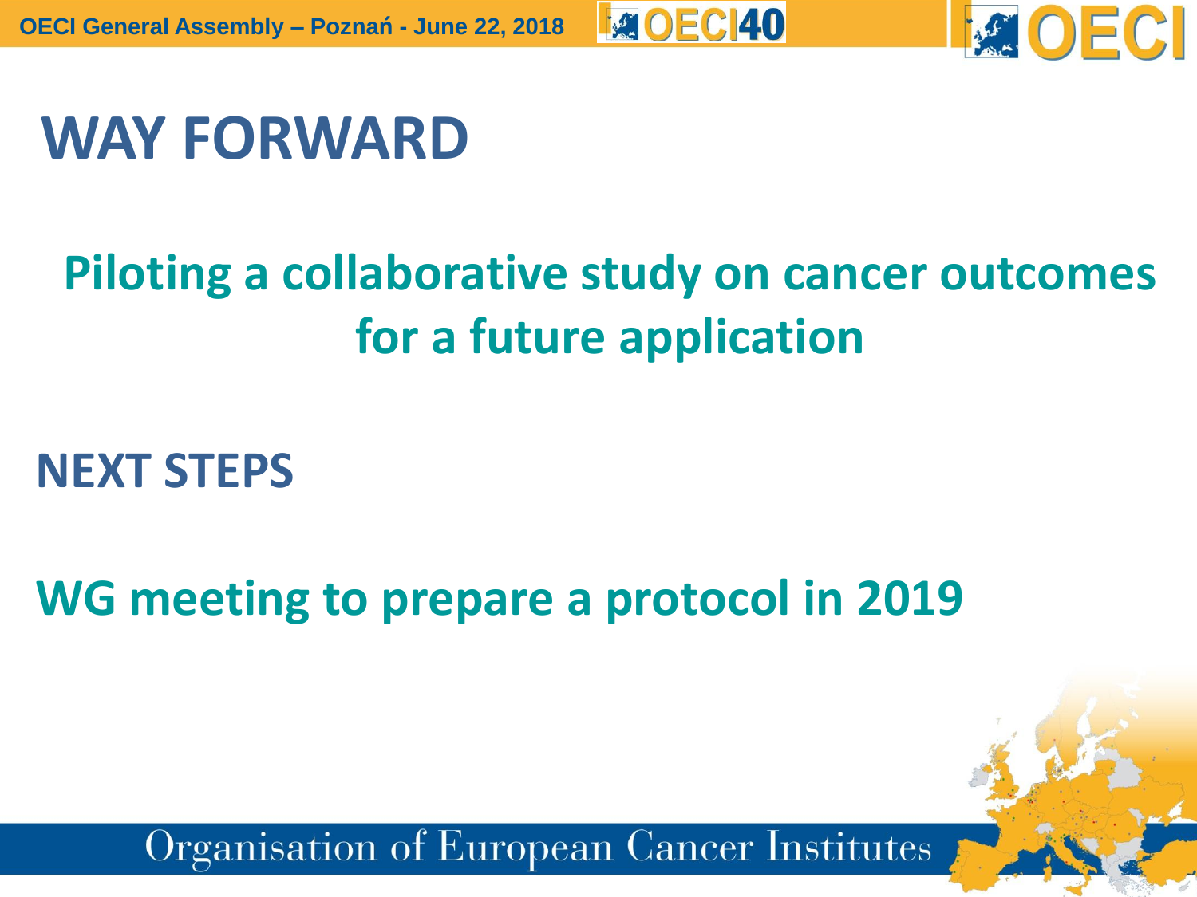# WAY FORWARD

**Piloting a collaborative study on cancer outcomes for a future application**

## NEXT STEPS

**WG meeting to prepare a protocol in 2019**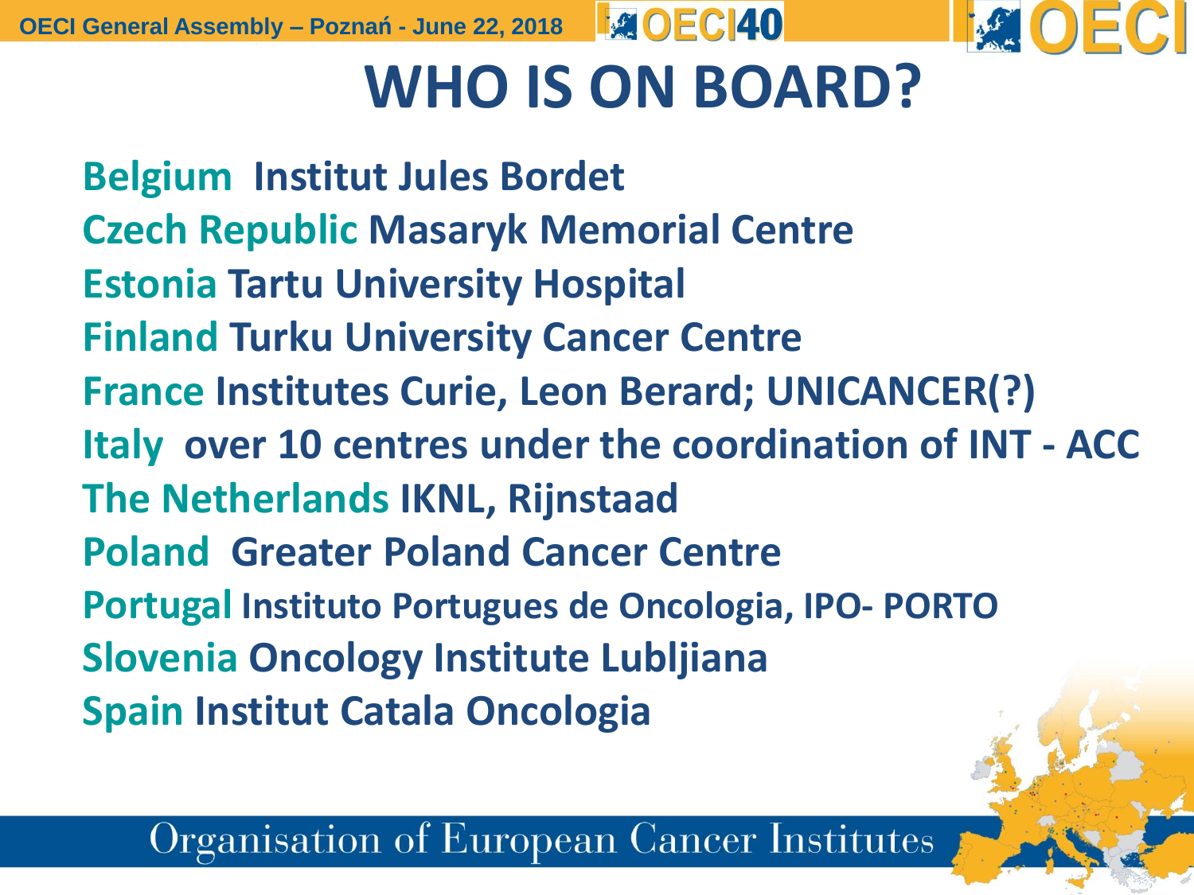# WHO IS ON BOARD?

**Belgium** Institut Jules Bordet
**Czech Republic** Masaryk Memorial Centre
**Estonia** Tartu University Hospital
**Finland** Turku University Cancer Centre
**France** Institutes Curie, Leon Berard; UNICANCER(?)
**Italy** over 10 centres under the coordination of INT - ACC
**The Netherlands** IKNL, Rijnstaad
**Poland** Greater Poland Cancer Centre
**Portugal** Instituto Portugues de Oncologia, IPO- PORTO
**Slovenia** Oncology Institute Lubljiana
**Spain** Institut Catala Oncologia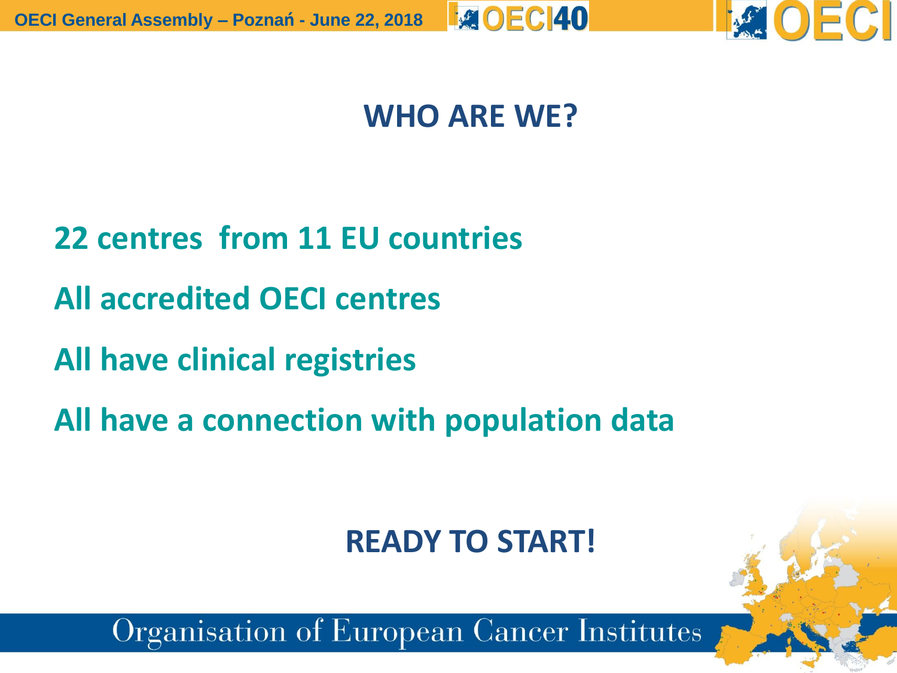# WHO ARE WE?

22 centres from 11 EU countries

All accredited OECI centres

All have clinical registries

All have a connection with population data

**READY TO START!**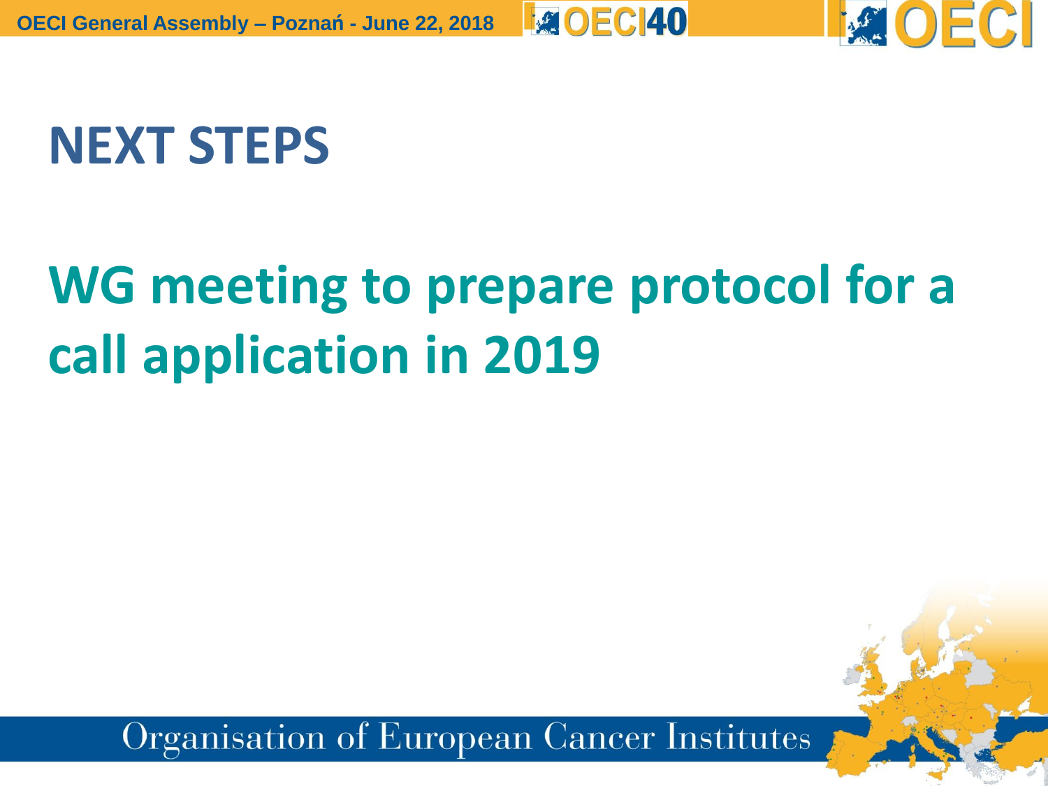# NEXT STEPS

## WG meeting to prepare protocol for a call application in 2019